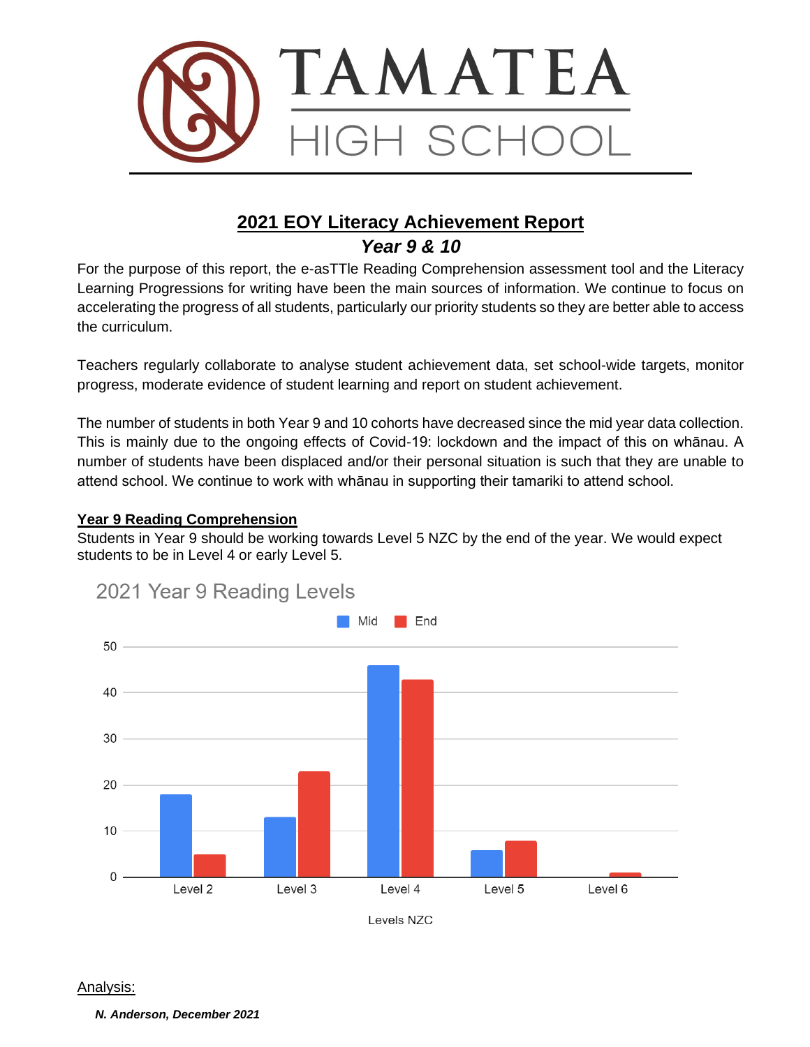# TAMATEA HIGH SCHOOL

## 2021 EOY Literacy Achievement Report

### *Year 9 & 10*

For the purpose of this report, the e-asTTle Reading Comprehension assessment tool and the Literacy Learning Progressions for writing have been the main sources of information. We continue to focus on accelerating the progress of all students, particularly our priority students so they are better able to access the curriculum.

Teachers regularly collaborate to analyse student achievement data, set school-wide targets, monitor progress, moderate evidence of student learning and report on student achievement.

The number of students in both Year 9 and 10 cohorts have decreased since the mid year data collection. This is mainly due to the ongoing effects of Covid-19: lockdown and the impact of this on whānau. A number of students have been displaced and/or their personal situation is such that they are unable to attend school. We continue to work with whānau in supporting their tamariki to attend school.

**Year 9 Reading Comprehension**

Students in Year 9 should be working towards Level 5 NZC by the end of the year. We would expect students to be in Level 4 or early Level 5.

2021 Year 9 Reading Levels

| Levels NZC | Mid | End |
|---|---|---|
| Level 2 | 18 | 5 |
| Level 3 | 13 | 23 |
| Level 4 | 46 | 43 |
| Level 5 | 6 | 8 |
| Level 6 | 0 | 1 |

Analysis:

***N. Anderson, December 2021***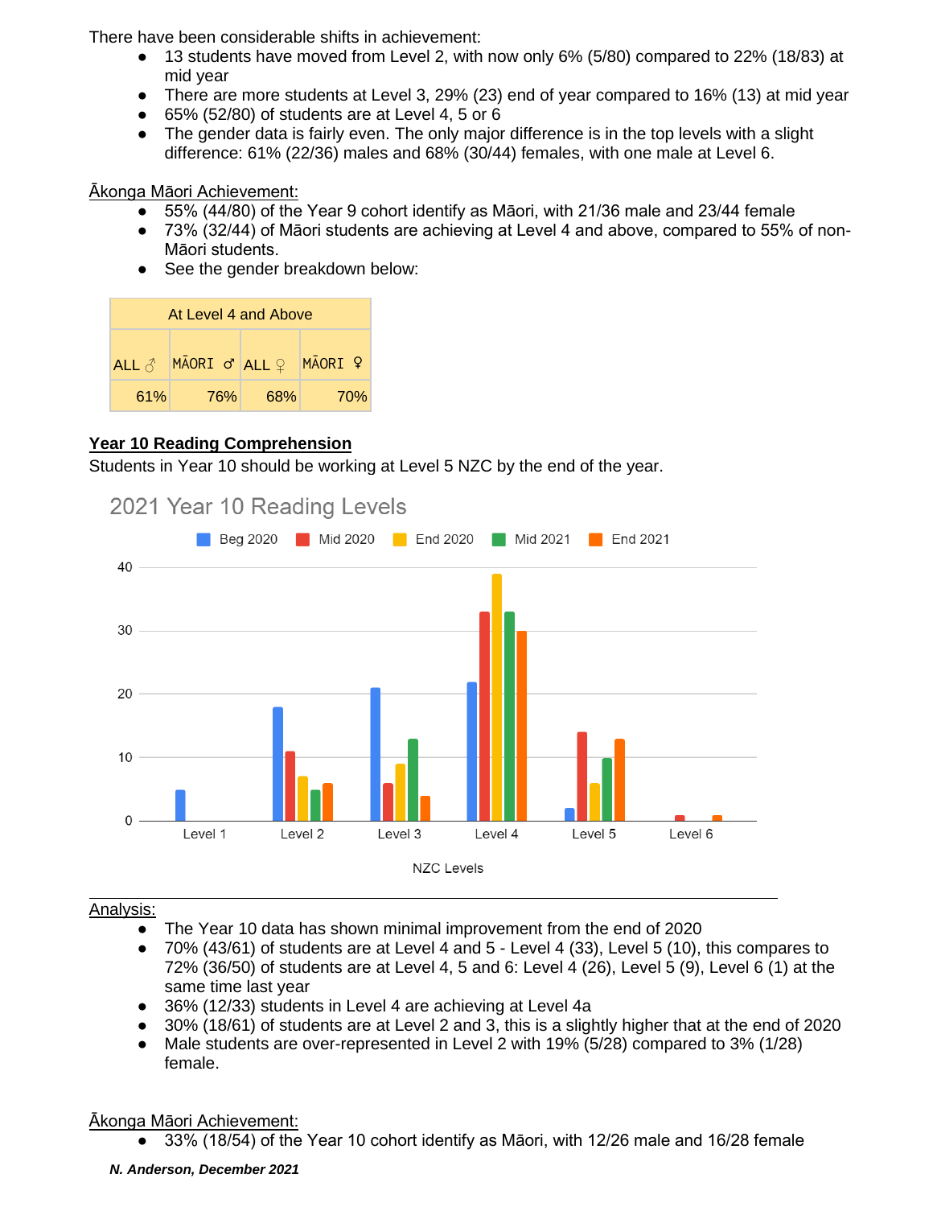There have been considerable shifts in achievement:

- 13 students have moved from Level 2, with now only 6% (5/80) compared to 22% (18/83) at mid year
- There are more students at Level 3, 29% (23) end of year compared to 16% (13) at mid year
- 65% (52/80) of students are at Level 4, 5 or 6
- The gender data is fairly even. The only major difference is in the top levels with a slight difference: 61% (22/36) males and 68% (30/44) females, with one male at Level 6.

Ākonga Māori Achievement:

- 55% (44/80) of the Year 9 cohort identify as Māori, with 21/36 male and 23/44 female
- 73% (32/44) of Māori students are achieving at Level 4 and above, compared to 55% of non-Māori students.
- See the gender breakdown below:

| At Level 4 and Above | | | |
|---|---|---|---|
| ALL ♂ | MĀORI ♂ | ALL ♀ | MĀORI ♀ |
| 61% | 76% | 68% | 70% |

**Year 10 Reading Comprehension**

Students in Year 10 should be working at Level 5 NZC by the end of the year.

2021 Year 10 Reading Levels

Analysis:

- The Year 10 data has shown minimal improvement from the end of 2020
- 70% (43/61) of students are at Level 4 and 5 - Level 4 (33), Level 5 (10), this compares to 72% (36/50) of students are at Level 4, 5 and 6: Level 4 (26), Level 5 (9), Level 6 (1) at the same time last year
- 36% (12/33) students in Level 4 are achieving at Level 4a
- 30% (18/61) of students are at Level 2 and 3, this is a slightly higher that at the end of 2020
- Male students are over-represented in Level 2 with 19% (5/28) compared to 3% (1/28) female.

Ākonga Māori Achievement:

- 33% (18/54) of the Year 10 cohort identify as Māori, with 12/26 male and 16/28 female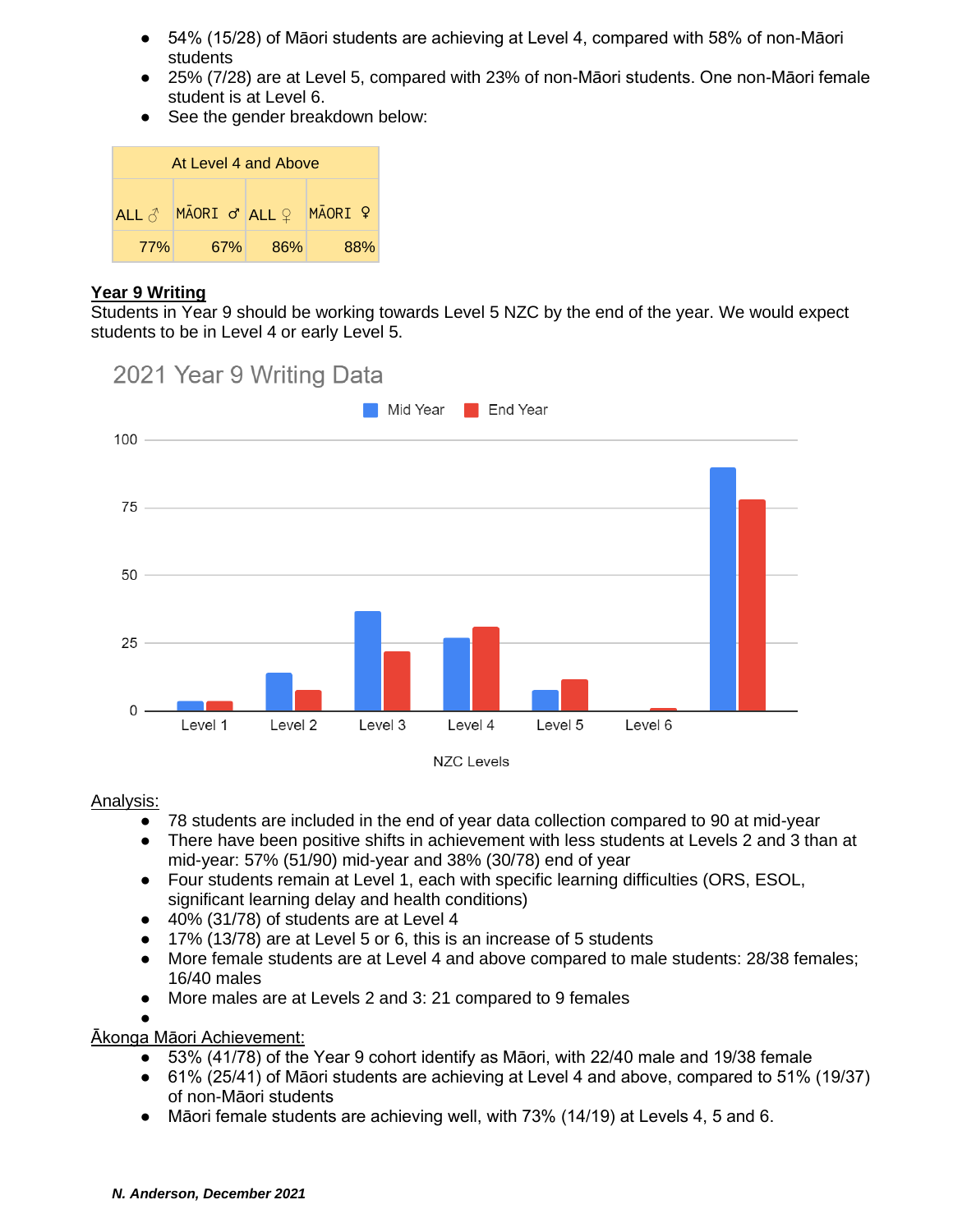- 54% (15/28) of Māori students are achieving at Level 4, compared with 58% of non-Māori students
- 25% (7/28) are at Level 5, compared with 23% of non-Māori students. One non-Māori female student is at Level 6.
- See the gender breakdown below:

| At Level 4 and Above | | | |
|---|---|---|---|
| ALL ♂ | MĀORI ♂ | ALL ♀ | MĀORI ♀ |
| 77% | 67% | 86% | 88% |

**Year 9 Writing**

Students in Year 9 should be working towards Level 5 NZC by the end of the year. We would expect students to be in Level 4 or early Level 5.

2021 Year 9 Writing Data

| NZC Levels | Mid Year | End Year |
|---|---|---|
| Level 1 | 4 | 4 |
| Level 2 | 14 | 8 |
| Level 3 | 37 | 22 |
| Level 4 | 27 | 31 |
| Level 5 | 8 | 12 |
| Level 6 | 0 | 1 |
| | 90 | 78 |

Analysis:

- 78 students are included in the end of year data collection compared to 90 at mid-year
- There have been positive shifts in achievement with less students at Levels 2 and 3 than at mid-year: 57% (51/90) mid-year and 38% (30/78) end of year
- Four students remain at Level 1, each with specific learning difficulties (ORS, ESOL, significant learning delay and health conditions)
- 40% (31/78) of students are at Level 4
- 17% (13/78) are at Level 5 or 6, this is an increase of 5 students
- More female students are at Level 4 and above compared to male students: 28/38 females; 16/40 males
- More males are at Levels 2 and 3: 21 compared to 9 females
-

Ākonga Māori Achievement:

- 53% (41/78) of the Year 9 cohort identify as Māori, with 22/40 male and 19/38 female
- 61% (25/41) of Māori students are achieving at Level 4 and above, compared to 51% (19/37) of non-Māori students
- Māori female students are achieving well, with 73% (14/19) at Levels 4, 5 and 6.

*N. Anderson, December 2021*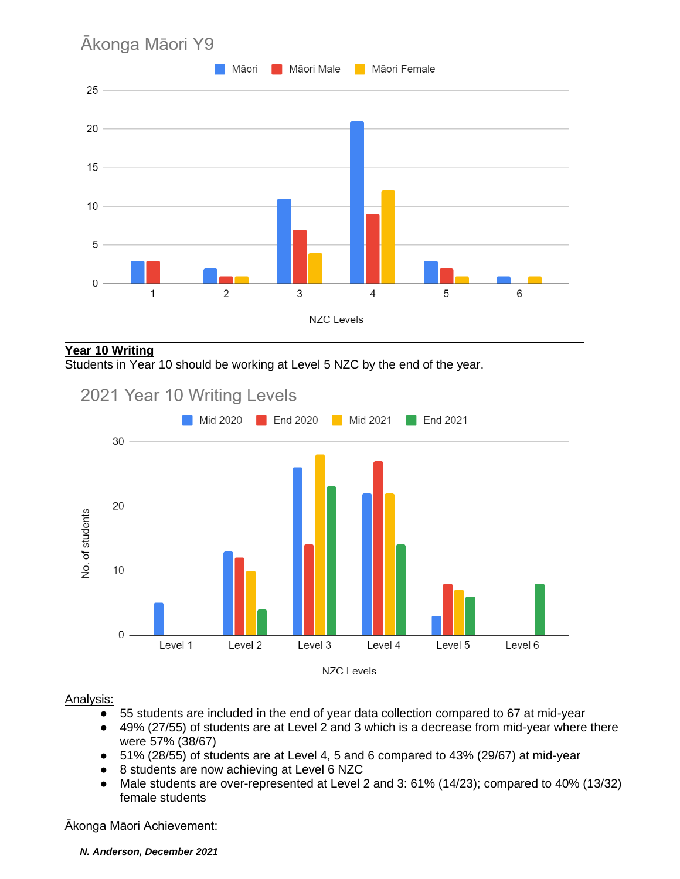## Ākonga Māori Y9

| NZC Levels | Māori | Māori Male | Māori Female |
|---|---|---|---|
| 1 | 3 | 3 | 0 |
| 2 | 2 | 1 | 1 |
| 3 | 11 | 7 | 4 |
| 4 | 21 | 9 | 12 |
| 5 | 3 | 2 | 1 |
| 6 | 1 | 0 | 1 |

---

**Year 10 Writing**

Students in Year 10 should be working at Level 5 NZC by the end of the year.

## 2021 Year 10 Writing Levels

| NZC Levels | Mid 2020 | End 2020 | Mid 2021 | End 2021 |
|---|---|---|---|---|
| Level 1 | 5 | 0 | 0 | 0 |
| Level 2 | 13 | 12 | 10 | 4 |
| Level 3 | 26 | 14 | 28 | 23 |
| Level 4 | 22 | 27 | 22 | 14 |
| Level 5 | 3 | 8 | 7 | 6 |
| Level 6 | 0 | 0 | 0 | 8 |

Analysis:

- 55 students are included in the end of year data collection compared to 67 at mid-year
- 49% (27/55) of students are at Level 2 and 3 which is a decrease from mid-year where there were 57% (38/67)
- 51% (28/55) of students are at Level 4, 5 and 6 compared to 43% (29/67) at mid-year
- 8 students are now achieving at Level 6 NZC
- Male students are over-represented at Level 2 and 3: 61% (14/23); compared to 40% (13/32) female students

Ākonga Māori Achievement:

***N. Anderson, December 2021***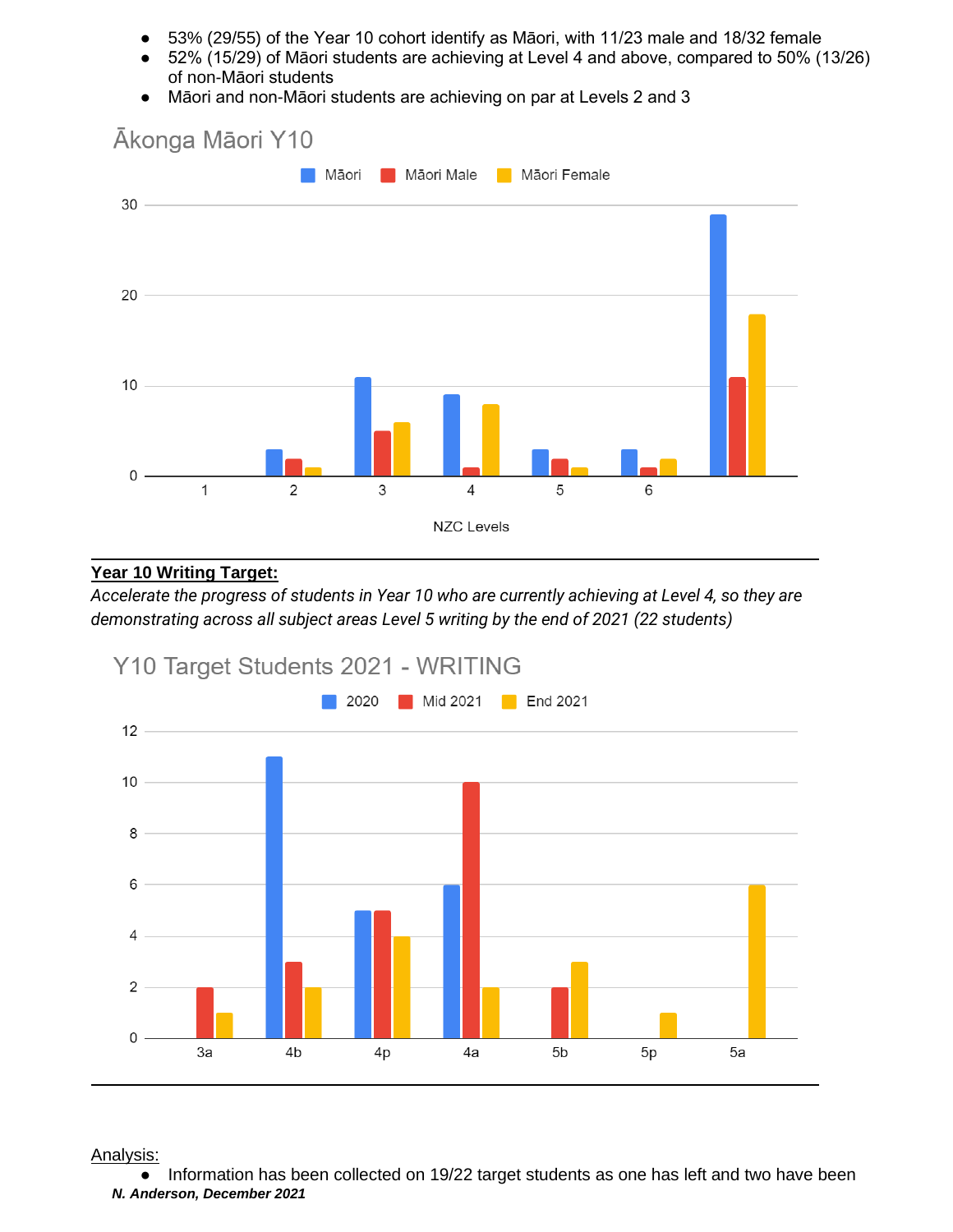- 53% (29/55) of the Year 10 cohort identify as Māori, with 11/23 male and 18/32 female
- 52% (15/29) of Māori students are achieving at Level 4 and above, compared to 50% (13/26) of non-Māori students
- Māori and non-Māori students are achieving on par at Levels 2 and 3

## Ākonga Māori Y10

| NZC Levels | Māori | Māori Male | Māori Female |
|---|---|---|---|
| 1 | | | |
| 2 | 3 | 2 | 1 |
| 3 | 11 | 5 | 6 |
| 4 | 9 | 1 | 8 |
| 5 | 3 | 2 | 1 |
| 6 | 3 | 1 | 2 |
| | 29 | 11 | 18 |

---

**Year 10 Writing Target:**

*Accelerate the progress of students in Year 10 who are currently achieving at Level 4, so they are demonstrating across all subject areas Level 5 writing by the end of 2021 (22 students)*

## Y10 Target Students 2021 - WRITING

| | 2020 | Mid 2021 | End 2021 |
|---|---|---|---|
| 3a | | 2 | 1 |
| 4b | 11 | 3 | 2 |
| 4p | 5 | 5 | 4 |
| 4a | 6 | 10 | 2 |
| 5b | | 2 | 3 |
| 5p | | | 1 |
| 5a | | | 6 |

---

Analysis:

- Information has been collected on 19/22 target students as one has left and two have been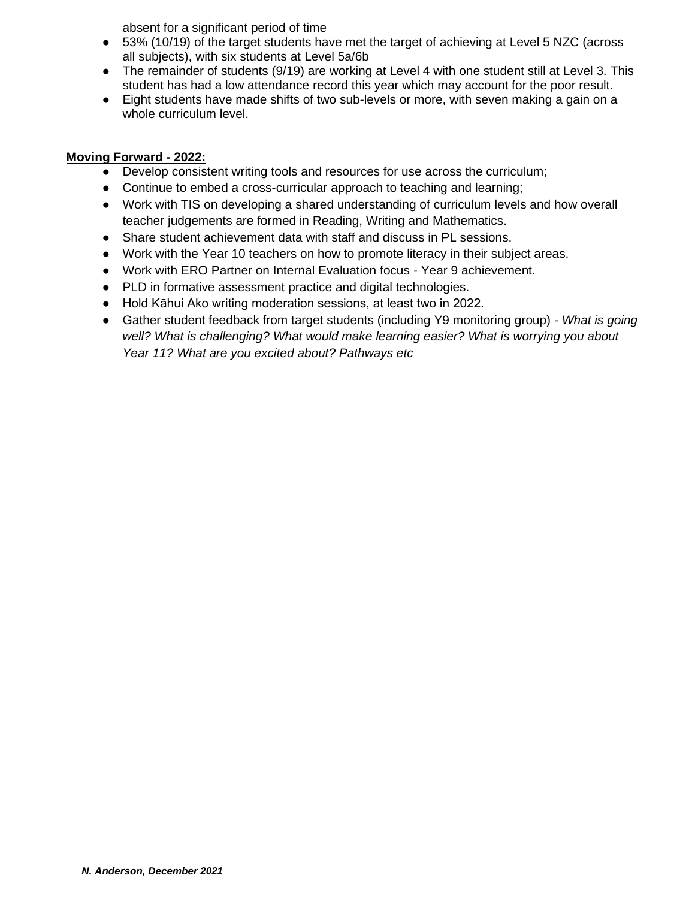absent for a significant period of time

- 53% (10/19) of the target students have met the target of achieving at Level 5 NZC (across all subjects), with six students at Level 5a/6b
- The remainder of students (9/19) are working at Level 4 with one student still at Level 3. This student has had a low attendance record this year which may account for the poor result.
- Eight students have made shifts of two sub-levels or more, with seven making a gain on a whole curriculum level.

**Moving Forward - 2022:**

- Develop consistent writing tools and resources for use across the curriculum;
- Continue to embed a cross-curricular approach to teaching and learning;
- Work with TIS on developing a shared understanding of curriculum levels and how overall teacher judgements are formed in Reading, Writing and Mathematics.
- Share student achievement data with staff and discuss in PL sessions.
- Work with the Year 10 teachers on how to promote literacy in their subject areas.
- Work with ERO Partner on Internal Evaluation focus - Year 9 achievement.
- PLD in formative assessment practice and digital technologies.
- Hold Kāhui Ako writing moderation sessions, at least two in 2022.
- Gather student feedback from target students (including Y9 monitoring group) - *What is going well? What is challenging? What would make learning easier? What is worrying you about Year 11? What are you excited about? Pathways etc*

***N. Anderson, December 2021***